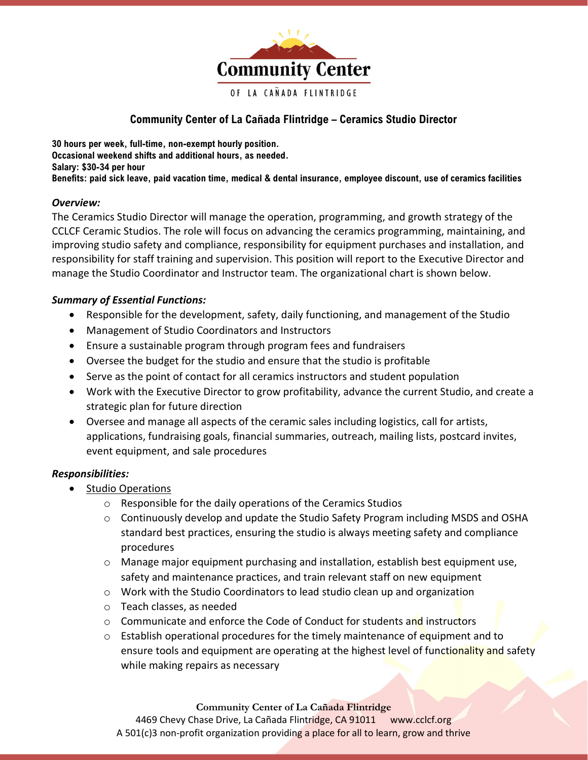Community Center

OF LA CAÑADA FLINTRIDGE

## Community Center of La Cañada Flintridge – Ceramics Studio Director

**30 hours per week, full-time, non-exempt hourly position.**
**Occasional weekend shifts and additional hours, as needed.**
**Salary: $30-34 per hour**
**Benefits: paid sick leave, paid vacation time, medical & dental insurance, employee discount, use of ceramics facilities**

***Overview:***

The Ceramics Studio Director will manage the operation, programming, and growth strategy of the CCLCF Ceramic Studios. The role will focus on advancing the ceramics programming, maintaining, and improving studio safety and compliance, responsibility for equipment purchases and installation, and responsibility for staff training and supervision. This position will report to the Executive Director and manage the Studio Coordinator and Instructor team. The organizational chart is shown below.

***Summary of Essential Functions:***

- Responsible for the development, safety, daily functioning, and management of the Studio
- Management of Studio Coordinators and Instructors
- Ensure a sustainable program through program fees and fundraisers
- Oversee the budget for the studio and ensure that the studio is profitable
- Serve as the point of contact for all ceramics instructors and student population
- Work with the Executive Director to grow profitability, advance the current Studio, and create a strategic plan for future direction
- Oversee and manage all aspects of the ceramic sales including logistics, call for artists, applications, fundraising goals, financial summaries, outreach, mailing lists, postcard invites, event equipment, and sale procedures

***Responsibilities:***

- <u>Studio Operations</u>
  - Responsible for the daily operations of the Ceramics Studios
  - Continuously develop and update the Studio Safety Program including MSDS and OSHA standard best practices, ensuring the studio is always meeting safety and compliance procedures
  - Manage major equipment purchasing and installation, establish best equipment use, safety and maintenance practices, and train relevant staff on new equipment
  - Work with the Studio Coordinators to lead studio clean up and organization
  - Teach classes, as needed
  - Communicate and enforce the Code of Conduct for students and instructors
  - Establish operational procedures for the timely maintenance of equipment and to ensure tools and equipment are operating at the highest level of functionality and safety while making repairs as necessary

**Community Center of La Cañada Flintridge**
4469 Chevy Chase Drive, La Cañada Flintridge, CA 91011 www.cclcf.org
A 501(c)3 non-profit organization providing a place for all to learn, grow and thrive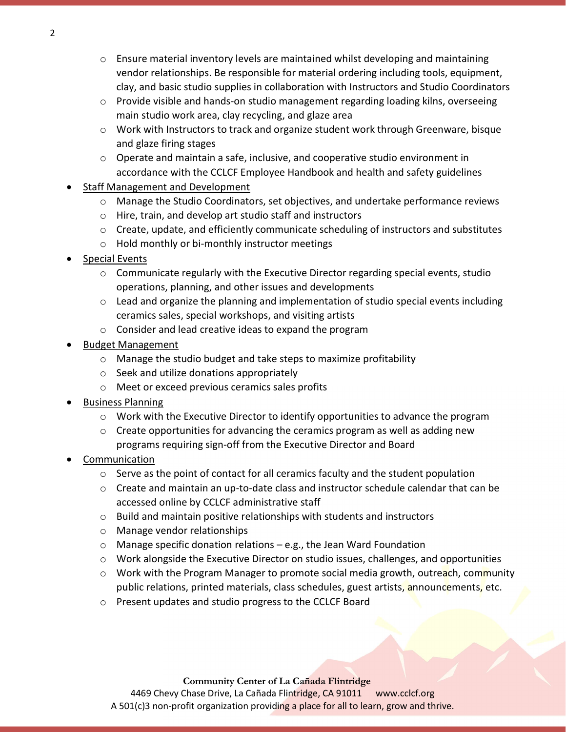- Ensure material inventory levels are maintained whilst developing and maintaining vendor relationships. Be responsible for material ordering including tools, equipment, clay, and basic studio supplies in collaboration with Instructors and Studio Coordinators
  - Provide visible and hands-on studio management regarding loading kilns, overseeing main studio work area, clay recycling, and glaze area
  - Work with Instructors to track and organize student work through Greenware, bisque and glaze firing stages
  - Operate and maintain a safe, inclusive, and cooperative studio environment in accordance with the CCLCF Employee Handbook and health and safety guidelines
- Staff Management and Development
  - Manage the Studio Coordinators, set objectives, and undertake performance reviews
  - Hire, train, and develop art studio staff and instructors
  - Create, update, and efficiently communicate scheduling of instructors and substitutes
  - Hold monthly or bi-monthly instructor meetings
- Special Events
  - Communicate regularly with the Executive Director regarding special events, studio operations, planning, and other issues and developments
  - Lead and organize the planning and implementation of studio special events including ceramics sales, special workshops, and visiting artists
  - Consider and lead creative ideas to expand the program
- Budget Management
  - Manage the studio budget and take steps to maximize profitability
  - Seek and utilize donations appropriately
  - Meet or exceed previous ceramics sales profits
- Business Planning
  - Work with the Executive Director to identify opportunities to advance the program
  - Create opportunities for advancing the ceramics program as well as adding new programs requiring sign-off from the Executive Director and Board
- Communication
  - Serve as the point of contact for all ceramics faculty and the student population
  - Create and maintain an up-to-date class and instructor schedule calendar that can be accessed online by CCLCF administrative staff
  - Build and maintain positive relationships with students and instructors
  - Manage vendor relationships
  - Manage specific donation relations – e.g., the Jean Ward Foundation
  - Work alongside the Executive Director on studio issues, challenges, and opportunities
  - Work with the Program Manager to promote social media growth, outreach, community public relations, printed materials, class schedules, guest artists, announcements, etc.
  - Present updates and studio progress to the CCLCF Board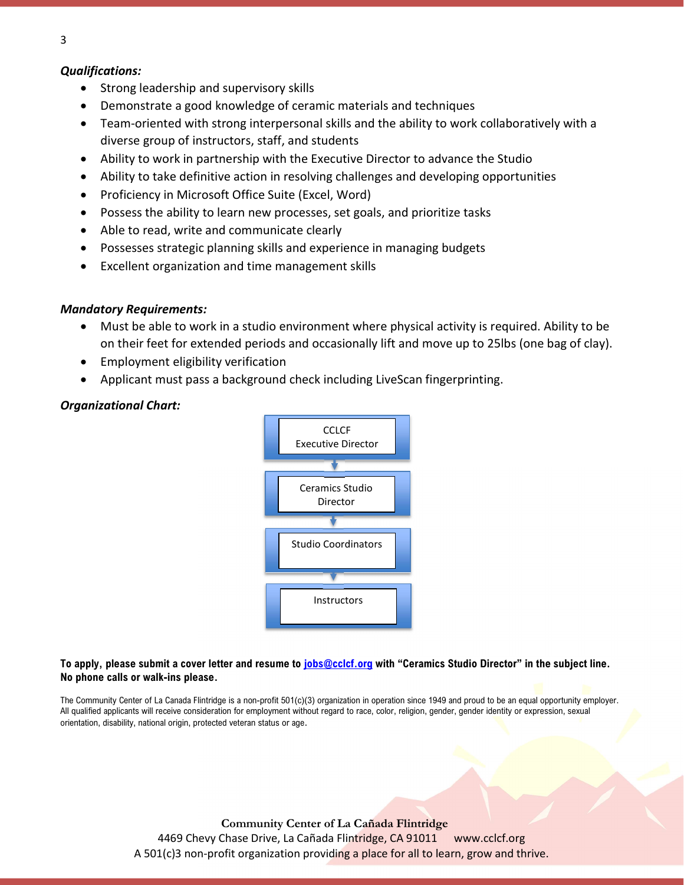***Qualifications:***

- Strong leadership and supervisory skills
- Demonstrate a good knowledge of ceramic materials and techniques
- Team-oriented with strong interpersonal skills and the ability to work collaboratively with a diverse group of instructors, staff, and students
- Ability to work in partnership with the Executive Director to advance the Studio
- Ability to take definitive action in resolving challenges and developing opportunities
- Proficiency in Microsoft Office Suite (Excel, Word)
- Possess the ability to learn new processes, set goals, and prioritize tasks
- Able to read, write and communicate clearly
- Possesses strategic planning skills and experience in managing budgets
- Excellent organization and time management skills

***Mandatory Requirements:***

- Must be able to work in a studio environment where physical activity is required. Ability to be on their feet for extended periods and occasionally lift and move up to 25lbs (one bag of clay).
- Employment eligibility verification
- Applicant must pass a background check including LiveScan fingerprinting.

***Organizational Chart:***

CCLCF Executive Director

Ceramics Studio Director

Studio Coordinators

Instructors

**To apply, please submit a cover letter and resume to jobs@cclcf.org with "Ceramics Studio Director" in the subject line. No phone calls or walk-ins please.**

The Community Center of La Canada Flintridge is a non-profit 501(c)(3) organization in operation since 1949 and proud to be an equal opportunity employer. All qualified applicants will receive consideration for employment without regard to race, color, religion, gender, gender identity or expression, sexual orientation, disability, national origin, protected veteran status or age.

**Community Center of La Cañada Flintridge**
4469 Chevy Chase Drive, La Cañada Flintridge, CA 91011 www.cclcf.org
A 501(c)3 non-profit organization providing a place for all to learn, grow and thrive.